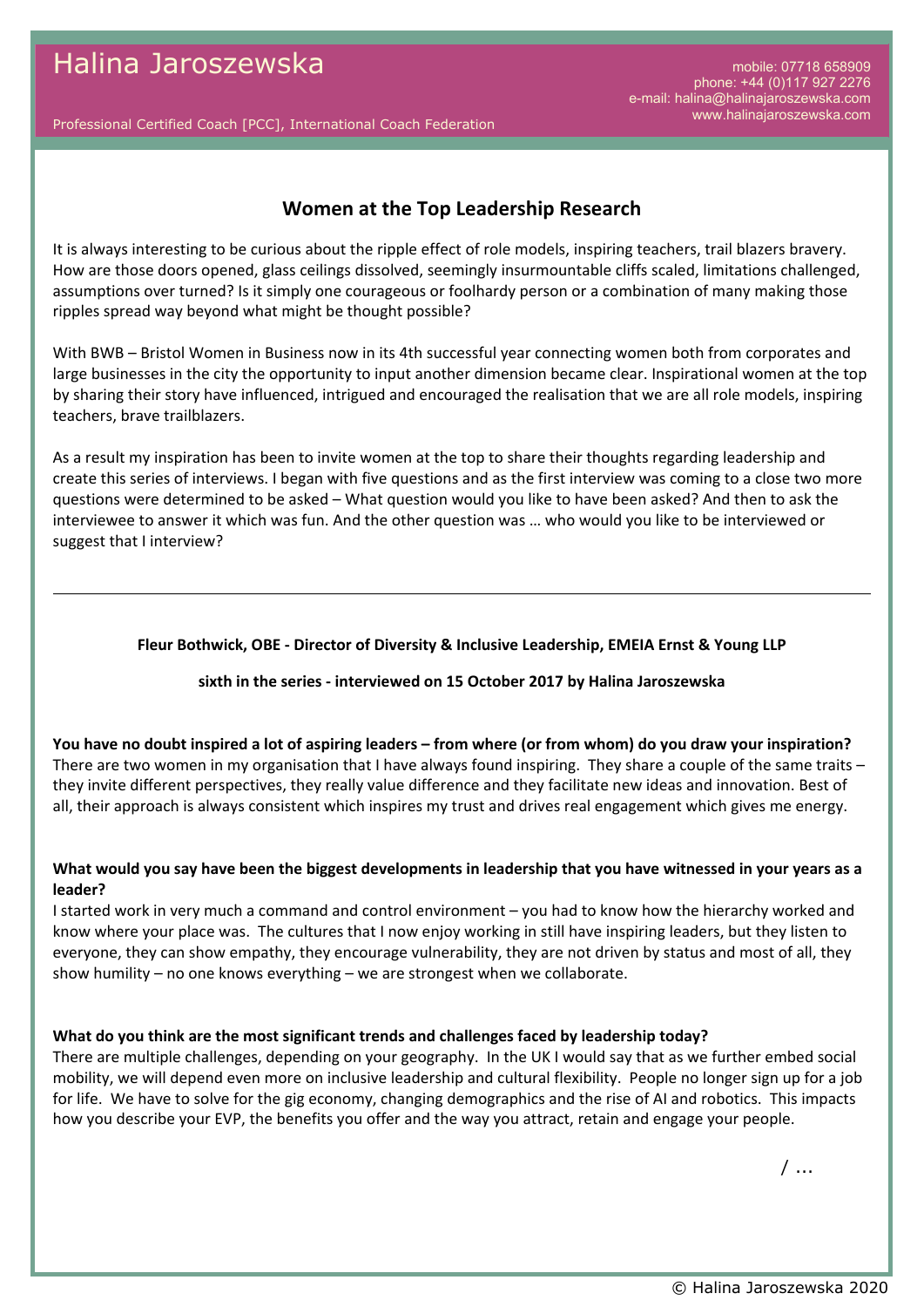# Halina Jaroszewska

Professional Certified Coach [PCC], International Coach Federation

mobile: 07718 658909
phone: +44 (0)117 927 2276
e-mail: halina@halinajaroszewska.com
www.halinajaroszewska.com

## Women at the Top Leadership Research

It is always interesting to be curious about the ripple effect of role models, inspiring teachers, trail blazers bravery. How are those doors opened, glass ceilings dissolved, seemingly insurmountable cliffs scaled, limitations challenged, assumptions over turned? Is it simply one courageous or foolhardy person or a combination of many making those ripples spread way beyond what might be thought possible?

With BWB – Bristol Women in Business now in its 4th successful year connecting women both from corporates and large businesses in the city the opportunity to input another dimension became clear. Inspirational women at the top by sharing their story have influenced, intrigued and encouraged the realisation that we are all role models, inspiring teachers, brave trailblazers.

As a result my inspiration has been to invite women at the top to share their thoughts regarding leadership and create this series of interviews. I began with five questions and as the first interview was coming to a close two more questions were determined to be asked – What question would you like to have been asked? And then to ask the interviewee to answer it which was fun. And the other question was … who would you like to be interviewed or suggest that I interview?

---

**Fleur Bothwick, OBE - Director of Diversity & Inclusive Leadership, EMEIA Ernst & Young LLP**

**sixth in the series - interviewed on 15 October 2017 by Halina Jaroszewska**

**You have no doubt inspired a lot of aspiring leaders – from where (or from whom) do you draw your inspiration?**
There are two women in my organisation that I have always found inspiring. They share a couple of the same traits – they invite different perspectives, they really value difference and they facilitate new ideas and innovation. Best of all, their approach is always consistent which inspires my trust and drives real engagement which gives me energy.

**What would you say have been the biggest developments in leadership that you have witnessed in your years as a leader?**
I started work in very much a command and control environment – you had to know how the hierarchy worked and know where your place was. The cultures that I now enjoy working in still have inspiring leaders, but they listen to everyone, they can show empathy, they encourage vulnerability, they are not driven by status and most of all, they show humility – no one knows everything – we are strongest when we collaborate.

**What do you think are the most significant trends and challenges faced by leadership today?**
There are multiple challenges, depending on your geography. In the UK I would say that as we further embed social mobility, we will depend even more on inclusive leadership and cultural flexibility. People no longer sign up for a job for life. We have to solve for the gig economy, changing demographics and the rise of AI and robotics. This impacts how you describe your EVP, the benefits you offer and the way you attract, retain and engage your people.

/ …

© Halina Jaroszewska 2020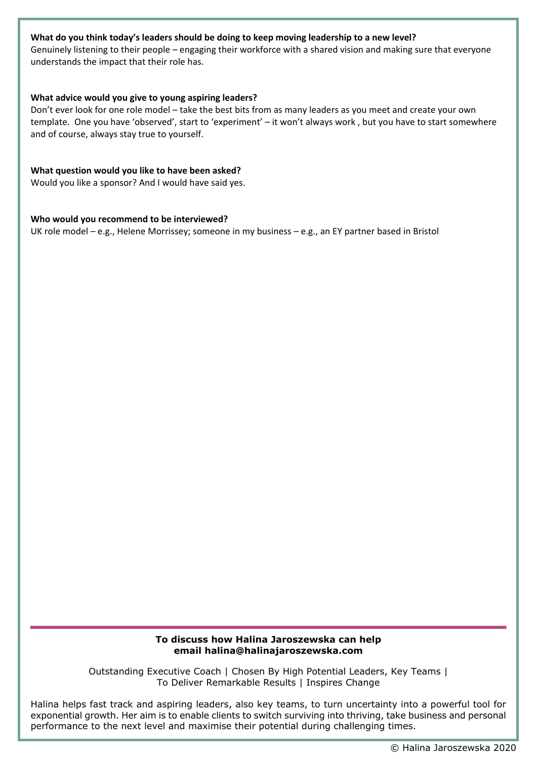**What do you think today's leaders should be doing to keep moving leadership to a new level?**
Genuinely listening to their people – engaging their workforce with a shared vision and making sure that everyone understands the impact that their role has.

**What advice would you give to young aspiring leaders?**
Don't ever look for one role model – take the best bits from as many leaders as you meet and create your own template. One you have 'observed', start to 'experiment' – it won't always work , but you have to start somewhere and of course, always stay true to yourself.

**What question would you like to have been asked?**
Would you like a sponsor? And I would have said yes.

**Who would you recommend to be interviewed?**
UK role model – e.g., Helene Morrissey; someone in my business – e.g., an EY partner based in Bristol

---

**To discuss how Halina Jaroszewska can help**
**email halina@halinajaroszewska.com**

Outstanding Executive Coach | Chosen By High Potential Leaders, Key Teams | To Deliver Remarkable Results | Inspires Change

Halina helps fast track and aspiring leaders, also key teams, to turn uncertainty into a powerful tool for exponential growth. Her aim is to enable clients to switch surviving into thriving, take business and personal performance to the next level and maximise their potential during challenging times.

© Halina Jaroszewska 2020